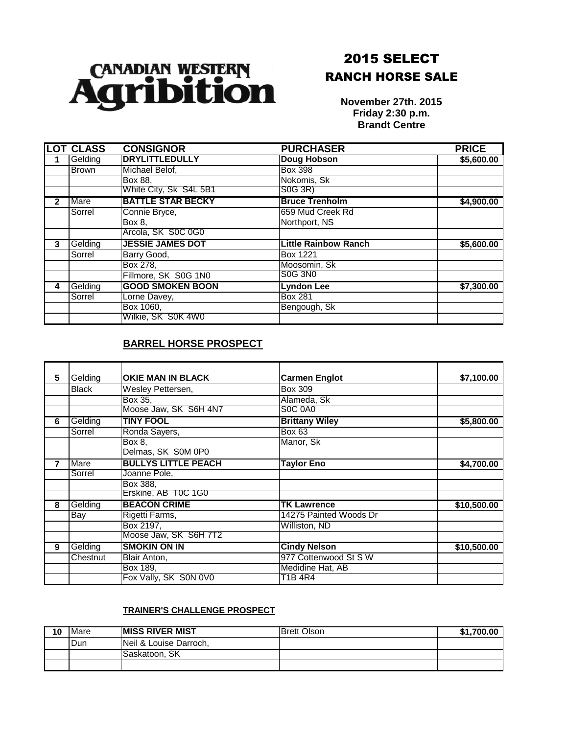Canadian Western Agribition

# 2015 SELECT RANCH HORSE SALE

**November 27th. 2015**
**Friday 2:30 p.m.**
**Brandt Centre**

| LOT | CLASS | CONSIGNOR | PURCHASER | PRICE |
|---|---|---|---|---|
| 1 | Gelding | **DRYLITTLEDULLY** | **Doug Hobson** | $5,600.00 |
| | Brown | Michael Belof, | Box 398 | |
| | | Box 88, | Nokomis, Sk | |
| | | White City, Sk S4L 5B1 | S0G 3R) | |
| 2 | Mare | **BATTLE STAR BECKY** | **Bruce Trenholm** | $4,900.00 |
| | Sorrel | Connie Bryce, | 659 Mud Creek Rd | |
| | | Box 8, | Northport, NS | |
| | | Arcola, SK S0C 0G0 | | |
| 3 | Gelding | **JESSIE JAMES DOT** | **Little Rainbow Ranch** | $5,600.00 |
| | Sorrel | Barry Good, | Box 1221 | |
| | | Box 278, | Moosomin, Sk | |
| | | Fillmore, SK S0G 1N0 | S0G 3N0 | |
| 4 | Gelding | **GOOD SMOKEN BOON** | **Lyndon Lee** | $7,300.00 |
| | Sorrel | Lorne Davey, | Box 281 | |
| | | Box 1060, | Bengough, Sk | |
| | | Wilkie, SK S0K 4W0 | | |

## BARREL HORSE PROSPECT

| LOT | CLASS | CONSIGNOR | PURCHASER | PRICE |
|---|---|---|---|---|
| 5 | Gelding | **OKIE MAN IN BLACK** | **Carmen Englot** | $7,100.00 |
| | Black | Wesley Pettersen, | Box 309 | |
| | | Box 35, | Alameda, Sk | |
| | | Moose Jaw, SK S6H 4N7 | S0C 0A0 | |
| 6 | Gelding | **TINY FOOL** | **Brittany Wiley** | $5,800.00 |
| | Sorrel | Ronda Sayers, | Box 63 | |
| | | Box 8, | Manor, Sk | |
| | | Delmas, SK S0M 0P0 | | |
| 7 | Mare | **BULLYS LITTLE PEACH** | **Taylor Eno** | $4,700.00 |
| | Sorrel | Joanne Pole, | | |
| | | Box 388, | | |
| | | Erskine, AB T0C 1G0 | | |
| 8 | Gelding | **BEACON CRIME** | **TK Lawrence** | $10,500.00 |
| | Bay | Rigetti Farms, | 14275 Painted Woods Dr | |
| | | Box 2197, | Williston, ND | |
| | | Moose Jaw, SK S6H 7T2 | | |
| 9 | Gelding | **SMOKIN ON IN** | **Cindy Nelson** | $10,500.00 |
| | Chestnut | Blair Anton, | 977 Cottenwood St S W | |
| | | Box 189, | Medidine Hat, AB | |
| | | Fox Vally, SK S0N 0V0 | T1B 4R4 | |

### TRAINER'S CHALLENGE PROSPECT

| LOT | CLASS | CONSIGNOR | PURCHASER | PRICE |
|---|---|---|---|---|
| 10 | Mare | **MISS RIVER MIST** | Brett Olson | $1,700.00 |
| | Dun | Neil & Louise Darroch, | | |
| | | Saskatoon, SK | | |
| | | | | |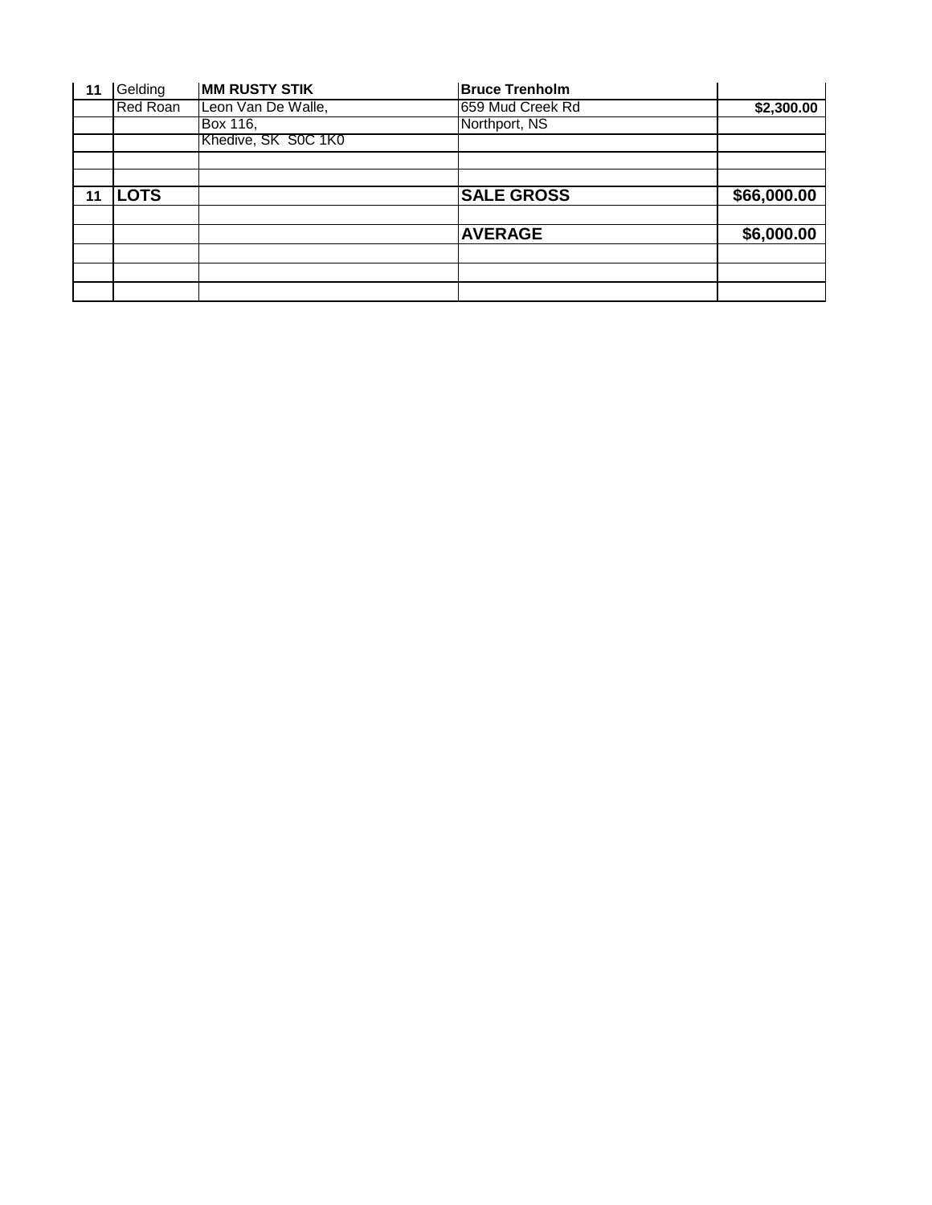| | | | | |
|---|---|---|---|---|
| **11** | Gelding | **MM RUSTY STIK** | **Bruce Trenholm** | |
| | Red Roan | Leon Van De Walle, | 659 Mud Creek Rd | **$2,300.00** |
| | | Box 116, | Northport, NS | |
| | | Khedive, SK S0C 1K0 | | |
| | | | | |
| | | | | |
| **11** | **LOTS** | | **SALE GROSS** | **$66,000.00** |
| | | | | |
| | | | **AVERAGE** | **$6,000.00** |
| | | | | |
| | | | | |
| | | | | |